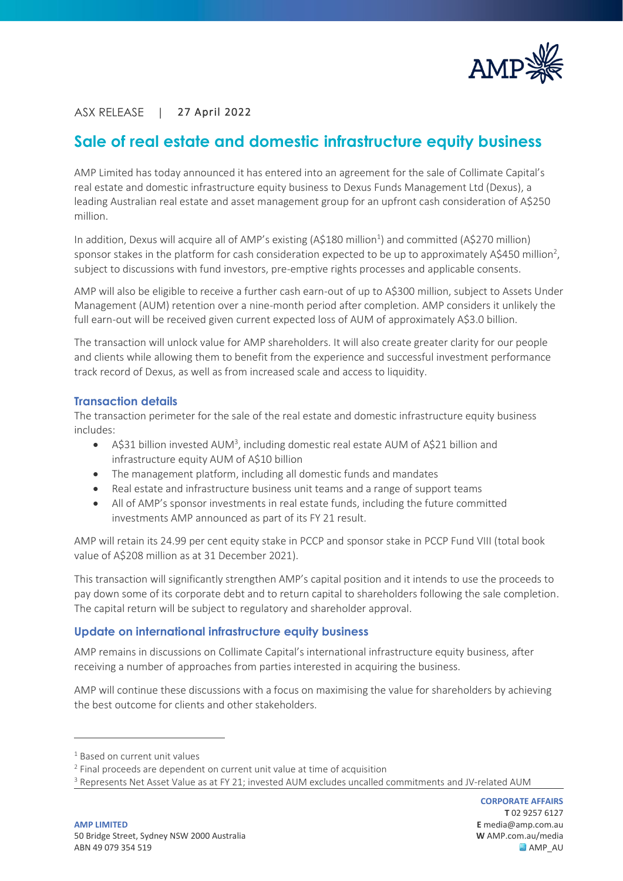ASX RELEASE | 27 April 2022

# Sale of real estate and domestic infrastructure equity business

AMP Limited has today announced it has entered into an agreement for the sale of Collimate Capital's real estate and domestic infrastructure equity business to Dexus Funds Management Ltd (Dexus), a leading Australian real estate and asset management group for an upfront cash consideration of A$250 million.

In addition, Dexus will acquire all of AMP's existing (A$180 million[1]) and committed (A$270 million) sponsor stakes in the platform for cash consideration expected to be up to approximately A$450 million[2], subject to discussions with fund investors, pre-emptive rights processes and applicable consents.

AMP will also be eligible to receive a further cash earn-out of up to A$300 million, subject to Assets Under Management (AUM) retention over a nine-month period after completion. AMP considers it unlikely the full earn-out will be received given current expected loss of AUM of approximately A$3.0 billion.

The transaction will unlock value for AMP shareholders. It will also create greater clarity for our people and clients while allowing them to benefit from the experience and successful investment performance track record of Dexus, as well as from increased scale and access to liquidity.

## Transaction details

The transaction perimeter for the sale of the real estate and domestic infrastructure equity business includes:

- A$31 billion invested AUM[3], including domestic real estate AUM of A$21 billion and infrastructure equity AUM of A$10 billion
- The management platform, including all domestic funds and mandates
- Real estate and infrastructure business unit teams and a range of support teams
- All of AMP's sponsor investments in real estate funds, including the future committed investments AMP announced as part of its FY 21 result.

AMP will retain its 24.99 per cent equity stake in PCCP and sponsor stake in PCCP Fund VIII (total book value of A$208 million as at 31 December 2021).

This transaction will significantly strengthen AMP's capital position and it intends to use the proceeds to pay down some of its corporate debt and to return capital to shareholders following the sale completion. The capital return will be subject to regulatory and shareholder approval.

## Update on international infrastructure equity business

AMP remains in discussions on Collimate Capital's international infrastructure equity business, after receiving a number of approaches from parties interested in acquiring the business.

AMP will continue these discussions with a focus on maximising the value for shareholders by achieving the best outcome for clients and other stakeholders.

---

[1] Based on current unit values
[2] Final proceeds are dependent on current unit value at time of acquisition
[3] Represents Net Asset Value as at FY 21; invested AUM excludes uncalled commitments and JV-related AUM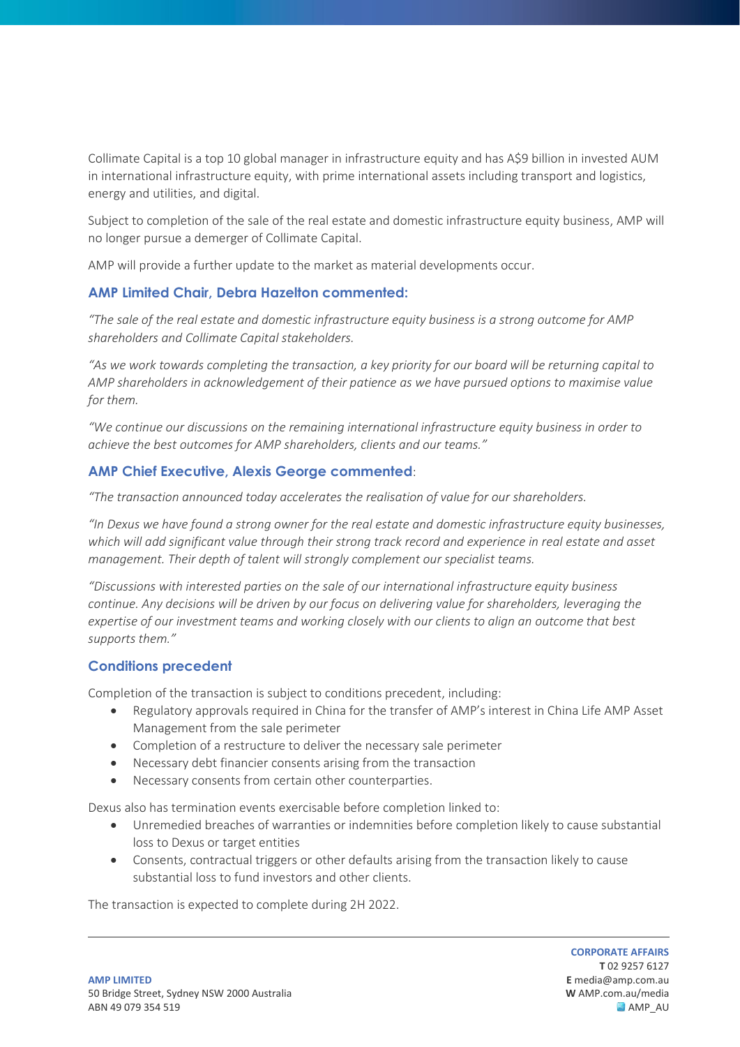Collimate Capital is a top 10 global manager in infrastructure equity and has A$9 billion in invested AUM in international infrastructure equity, with prime international assets including transport and logistics, energy and utilities, and digital.

Subject to completion of the sale of the real estate and domestic infrastructure equity business, AMP will no longer pursue a demerger of Collimate Capital.

AMP will provide a further update to the market as material developments occur.

### AMP Limited Chair, Debra Hazelton commented:

*"The sale of the real estate and domestic infrastructure equity business is a strong outcome for AMP shareholders and Collimate Capital stakeholders.*

*"As we work towards completing the transaction, a key priority for our board will be returning capital to AMP shareholders in acknowledgement of their patience as we have pursued options to maximise value for them.*

*"We continue our discussions on the remaining international infrastructure equity business in order to achieve the best outcomes for AMP shareholders, clients and our teams."*

### AMP Chief Executive, Alexis George commented:

*"The transaction announced today accelerates the realisation of value for our shareholders.*

*"In Dexus we have found a strong owner for the real estate and domestic infrastructure equity businesses, which will add significant value through their strong track record and experience in real estate and asset management. Their depth of talent will strongly complement our specialist teams.*

*"Discussions with interested parties on the sale of our international infrastructure equity business continue. Any decisions will be driven by our focus on delivering value for shareholders, leveraging the expertise of our investment teams and working closely with our clients to align an outcome that best supports them."*

### Conditions precedent

Completion of the transaction is subject to conditions precedent, including:

- Regulatory approvals required in China for the transfer of AMP's interest in China Life AMP Asset Management from the sale perimeter
- Completion of a restructure to deliver the necessary sale perimeter
- Necessary debt financier consents arising from the transaction
- Necessary consents from certain other counterparties.

Dexus also has termination events exercisable before completion linked to:

- Unremedied breaches of warranties or indemnities before completion likely to cause substantial loss to Dexus or target entities
- Consents, contractual triggers or other defaults arising from the transaction likely to cause substantial loss to fund investors and other clients.

The transaction is expected to complete during 2H 2022.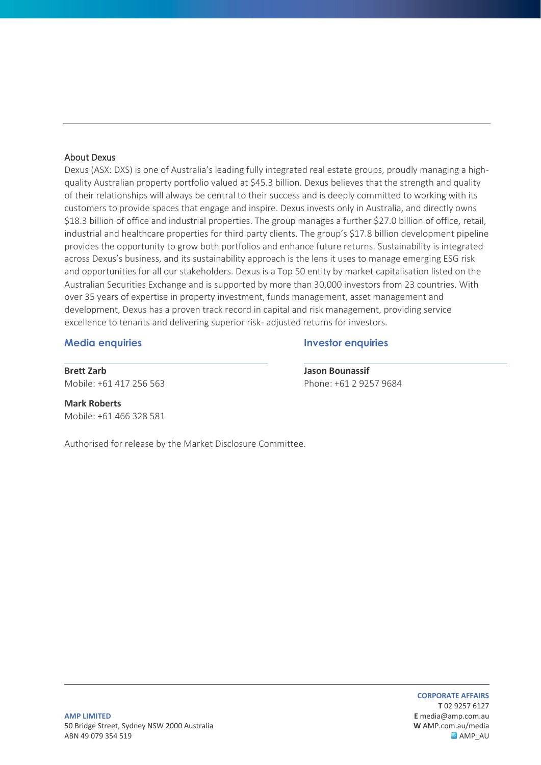## About Dexus

Dexus (ASX: DXS) is one of Australia's leading fully integrated real estate groups, proudly managing a high-quality Australian property portfolio valued at $45.3 billion. Dexus believes that the strength and quality of their relationships will always be central to their success and is deeply committed to working with its customers to provide spaces that engage and inspire. Dexus invests only in Australia, and directly owns $18.3 billion of office and industrial properties. The group manages a further $27.0 billion of office, retail, industrial and healthcare properties for third party clients. The group's $17.8 billion development pipeline provides the opportunity to grow both portfolios and enhance future returns. Sustainability is integrated across Dexus's business, and its sustainability approach is the lens it uses to manage emerging ESG risk and opportunities for all our stakeholders. Dexus is a Top 50 entity by market capitalisation listed on the Australian Securities Exchange and is supported by more than 30,000 investors from 23 countries. With over 35 years of expertise in property investment, funds management, asset management and development, Dexus has a proven track record in capital and risk management, providing service excellence to tenants and delivering superior risk- adjusted returns for investors.

### Media enquiries

**Brett Zarb**
Mobile: +61 417 256 563

**Mark Roberts**
Mobile: +61 466 328 581

### Investor enquiries

**Jason Bounassif**
Phone: +61 2 9257 9684

Authorised for release by the Market Disclosure Committee.

**AMP LIMITED**
50 Bridge Street, Sydney NSW 2000 Australia
ABN 49 079 354 519

**CORPORATE AFFAIRS**
**T** 02 9257 6127
**E** media@amp.com.au
**W** AMP.com.au/media
AMP_AU